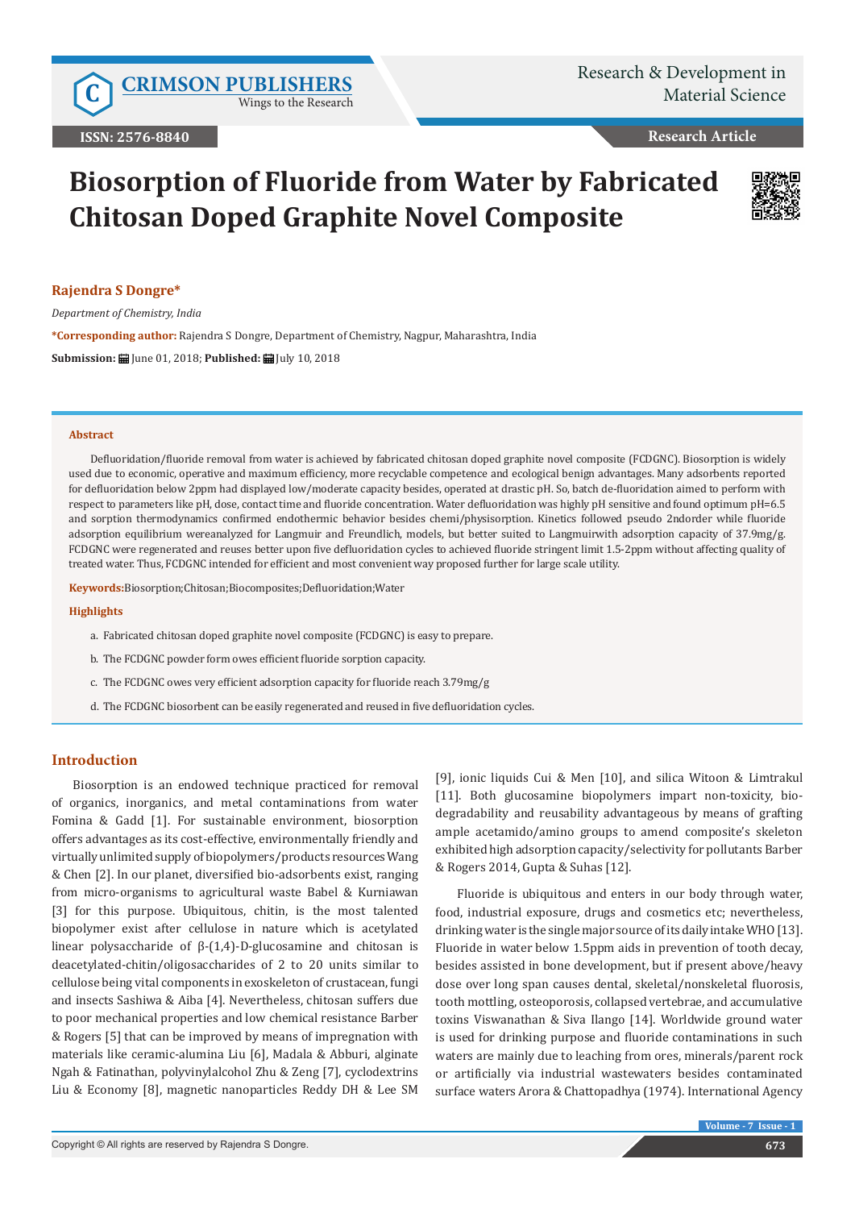# Biosorption of Fluoride from Water by Fabricated Chitosan Doped Graphite Novel Composite

**Rajendra S Dongre***

*Department of Chemistry, India*

***Corresponding author:** Rajendra S Dongre, Department of Chemistry, Nagpur, Maharashtra, India

**Submission:** June 01, 2018; **Published:** July 10, 2018

## Abstract

Defluoridation/fluoride removal from water is achieved by fabricated chitosan doped graphite novel composite (FCDGNC). Biosorption is widely used due to economic, operative and maximum efficiency, more recyclable competence and ecological benign advantages. Many adsorbents reported for defluoridation below 2ppm had displayed low/moderate capacity besides, operated at drastic pH. So, batch de-fluoridation aimed to perform with respect to parameters like pH, dose, contact time and fluoride concentration. Water defluoridation was highly pH sensitive and found optimum pH=6.5 and sorption thermodynamics confirmed endothermic behavior besides chemi/physisorption. Kinetics followed pseudo 2ndorder while fluoride adsorption equilibrium wereanalyzed for Langmuir and Freundlich, models, but better suited to Langmuirwith adsorption capacity of 37.9mg/g. FCDGNC were regenerated and reuses better upon five defluoridation cycles to achieved fluoride stringent limit 1.5-2ppm without affecting quality of treated water. Thus, FCDGNC intended for efficient and most convenient way proposed further for large scale utility.

**Keywords:** Biosorption;Chitosan;Biocomposites;Defluoridation;Water

**Highlights**

a. Fabricated chitosan doped graphite novel composite (FCDGNC) is easy to prepare.

b. The FCDGNC powder form owes efficient fluoride sorption capacity.

c. The FCDGNC owes very efficient adsorption capacity for fluoride reach 3.79mg/g

d. The FCDGNC biosorbent can be easily regenerated and reused in five defluoridation cycles.

## Introduction

Biosorption is an endowed technique practiced for removal of organics, inorganics, and metal contaminations from water Fomina & Gadd [1]. For sustainable environment, biosorption offers advantages as its cost-effective, environmentally friendly and virtually unlimited supply of biopolymers/products resources Wang & Chen [2]. In our planet, diversified bio-adsorbents exist, ranging from micro-organisms to agricultural waste Babel & Kurniawan [3] for this purpose. Ubiquitous, chitin, is the most talented biopolymer exist after cellulose in nature which is acetylated linear polysaccharide of β-(1,4)-D-glucosamine and chitosan is deacetylated-chitin/oligosaccharides of 2 to 20 units similar to cellulose being vital components in exoskeleton of crustacean, fungi and insects Sashiwa & Aiba [4]. Nevertheless, chitosan suffers due to poor mechanical properties and low chemical resistance Barber & Rogers [5] that can be improved by means of impregnation with materials like ceramic-alumina Liu [6], Madala & Abburi, alginate Ngah & Fatinathan, polyvinylalcohol Zhu & Zeng [7], cyclodextrins Liu & Economy [8], magnetic nanoparticles Reddy DH & Lee SM [9], ionic liquids Cui & Men [10], and silica Witoon & Limtrakul [11]. Both glucosamine biopolymers impart non-toxicity, bio-degradability and reusability advantageous by means of grafting ample acetamido/amino groups to amend composite's skeleton exhibited high adsorption capacity/selectivity for pollutants Barber & Rogers 2014, Gupta & Suhas [12].

Fluoride is ubiquitous and enters in our body through water, food, industrial exposure, drugs and cosmetics etc; nevertheless, drinking water is the single major source of its daily intake WHO [13]. Fluoride in water below 1.5ppm aids in prevention of tooth decay, besides assisted in bone development, but if present above/heavy dose over long span causes dental, skeletal/nonskeletal fluorosis, tooth mottling, osteoporosis, collapsed vertebrae, and accumulative toxins Viswanathan & Siva Ilango [14]. Worldwide ground water is used for drinking purpose and fluoride contaminations in such waters are mainly due to leaching from ores, minerals/parent rock or artificially via industrial wastewaters besides contaminated surface waters Arora & Chattopadhya (1974). International Agency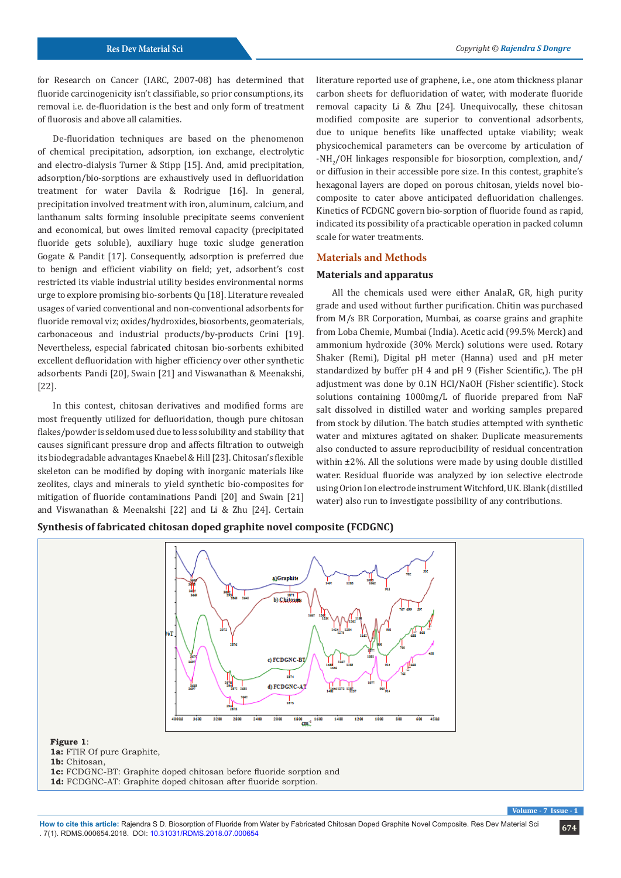for Research on Cancer (IARC, 2007-08) has determined that fluoride carcinogenicity isn't classifiable, so prior consumptions, its removal i.e. de-fluoridation is the best and only form of treatment of fluorosis and above all calamities.

De-fluoridation techniques are based on the phenomenon of chemical precipitation, adsorption, ion exchange, electrolytic and electro-dialysis Turner & Stipp [15]. And, amid precipitation, adsorption/bio-sorptions are exhaustively used in defluoridation treatment for water Davila & Rodrigue [16]. In general, precipitation involved treatment with iron, aluminum, calcium, and lanthanum salts forming insoluble precipitate seems convenient and economical, but owes limited removal capacity (precipitated fluoride gets soluble), auxiliary huge toxic sludge generation Gogate & Pandit [17]. Consequently, adsorption is preferred due to benign and efficient viability on field; yet, adsorbent's cost restricted its viable industrial utility besides environmental norms urge to explore promising bio-sorbents Qu [18]. Literature revealed usages of varied conventional and non-conventional adsorbents for fluoride removal viz; oxides/hydroxides, biosorbents, geomaterials, carbonaceous and industrial products/by-products Crini [19]. Nevertheless, especial fabricated chitosan bio-sorbents exhibited excellent defluoridation with higher efficiency over other synthetic adsorbents Pandi [20], Swain [21] and Viswanathan & Meenakshi, [22].

In this contest, chitosan derivatives and modified forms are most frequently utilized for defluoridation, though pure chitosan flakes/powder is seldom used due to less solubility and stability that causes significant pressure drop and affects filtration to outweigh its biodegradable advantages Knaebel & Hill [23]. Chitosan's flexible skeleton can be modified by doping with inorganic materials like zeolites, clays and minerals to yield synthetic bio-composites for mitigation of fluoride contaminations Pandi [20] and Swain [21] and Viswanathan & Meenakshi [22] and Li & Zhu [24]. Certain literature reported use of graphene, i.e., one atom thickness planar carbon sheets for defluoridation of water, with moderate fluoride removal capacity Li & Zhu [24]. Unequivocally, these chitosan modified composite are superior to conventional adsorbents, due to unique benefits like unaffected uptake viability; weak physicochemical parameters can be overcome by articulation of $-NH_2$/OH linkages responsible for biosorption, complexion, and/or diffusion in their accessible pore size. In this contest, graphite's hexagonal layers are doped on porous chitosan, yields novel bio-composite to cater above anticipated defluoridation challenges. Kinetics of FCDGNC govern bio-sorption of fluoride found as rapid, indicated its possibility of a practicable operation in packed column scale for water treatments.

## Materials and Methods

### Materials and apparatus

All the chemicals used were either AnalaR, GR, high purity grade and used without further purification. Chitin was purchased from M/s BR Corporation, Mumbai, as coarse grains and graphite from Loba Chemie, Mumbai (India). Acetic acid (99.5% Merck) and ammonium hydroxide (30% Merck) solutions were used. Rotary Shaker (Remi), Digital pH meter (Hanna) used and pH meter standardized by buffer pH 4 and pH 9 (Fisher Scientific,). The pH adjustment was done by 0.1N HCl/NaOH (Fisher scientific). Stock solutions containing 1000mg/L of fluoride prepared from NaF salt dissolved in distilled water and working samples prepared from stock by dilution. The batch studies attempted with synthetic water and mixtures agitated on shaker. Duplicate measurements also conducted to assure reproducibility of residual concentration within ±2%. All the solutions were made by using double distilled water. Residual fluoride was analyzed by ion selective electrode using Orion Ion electrode instrument Witchford, UK. Blank (distilled water) also run to investigate possibility of any contributions.

### Synthesis of fabricated chitosan doped graphite novel composite (FCDGNC)

**Figure 1**:
**1a:** FTIR Of pure Graphite,
**1b:** Chitosan,
**1c:** FCDGNC-BT: Graphite doped chitosan before fluoride sorption and
**1d:** FCDGNC-AT: Graphite doped chitosan after fluoride sorption.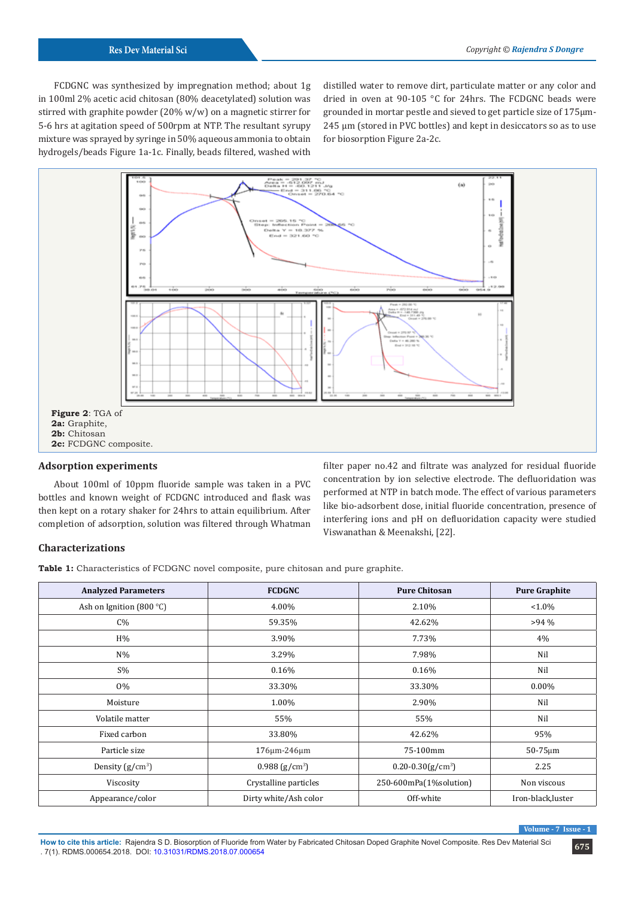FCDGNC was synthesized by impregnation method; about 1g in 100ml 2% acetic acid chitosan (80% deacetylated) solution was stirred with graphite powder (20% w/w) on a magnetic stirrer for 5-6 hrs at agitation speed of 500rpm at NTP. The resultant syrupy mixture was sprayed by syringe in 50% aqueous ammonia to obtain hydrogels/beads Figure 1a-1c. Finally, beads filtered, washed with distilled water to remove dirt, particulate matter or any color and dried in oven at 90-105 °C for 24hrs. The FCDGNC beads were grounded in mortar pestle and sieved to get particle size of 175µm-245 µm (stored in PVC bottles) and kept in desiccators so as to use for biosorption Figure 2a-2c.

**Figure 2**: TGA of
**2a:** Graphite,
**2b:** Chitosan
**2c:** FCDGNC composite.

## Adsorption experiments

About 100ml of 10ppm fluoride sample was taken in a PVC bottles and known weight of FCDGNC introduced and flask was then kept on a rotary shaker for 24hrs to attain equilibrium. After completion of adsorption, solution was filtered through Whatman filter paper no.42 and filtrate was analyzed for residual fluoride concentration by ion selective electrode. The defluoridation was performed at NTP in batch mode. The effect of various parameters like bio-adsorbent dose, initial fluoride concentration, presence of interfering ions and pH on defluoridation capacity were studied Viswanathan & Meenakshi, [22].

## Characterizations

**Table 1:** Characteristics of FCDGNC novel composite, pure chitosan and pure graphite.

| Analyzed Parameters | FCDGNC | Pure Chitosan | Pure Graphite |
|---|---|---|---|
| Ash on Ignition (800 °C) | 4.00% | 2.10% | <1.0% |
| C% | 59.35% | 42.62% | >94 % |
| H% | 3.90% | 7.73% | 4% |
| N% | 3.29% | 7.98% | Nil |
| S% | 0.16% | 0.16% | Nil |
| O% | 33.30% | 33.30% | 0.00% |
| Moisture | 1.00% | 2.90% | Nil |
| Volatile matter | 55% | 55% | Nil |
| Fixed carbon | 33.80% | 42.62% | 95% |
| Particle size | 176µm-246µm | 75-100mm | 50-75µm |
| Density (g/cm$^3$) | 0.988 (g/cm$^3$) | 0.20-0.30(g/cm$^3$) | 2.25 |
| Viscosity | Crystalline particles | 250-600mPa(1%solution) | Non viscous |
| Appearance/color | Dirty white/Ash color | Off-white | Iron-black,luster |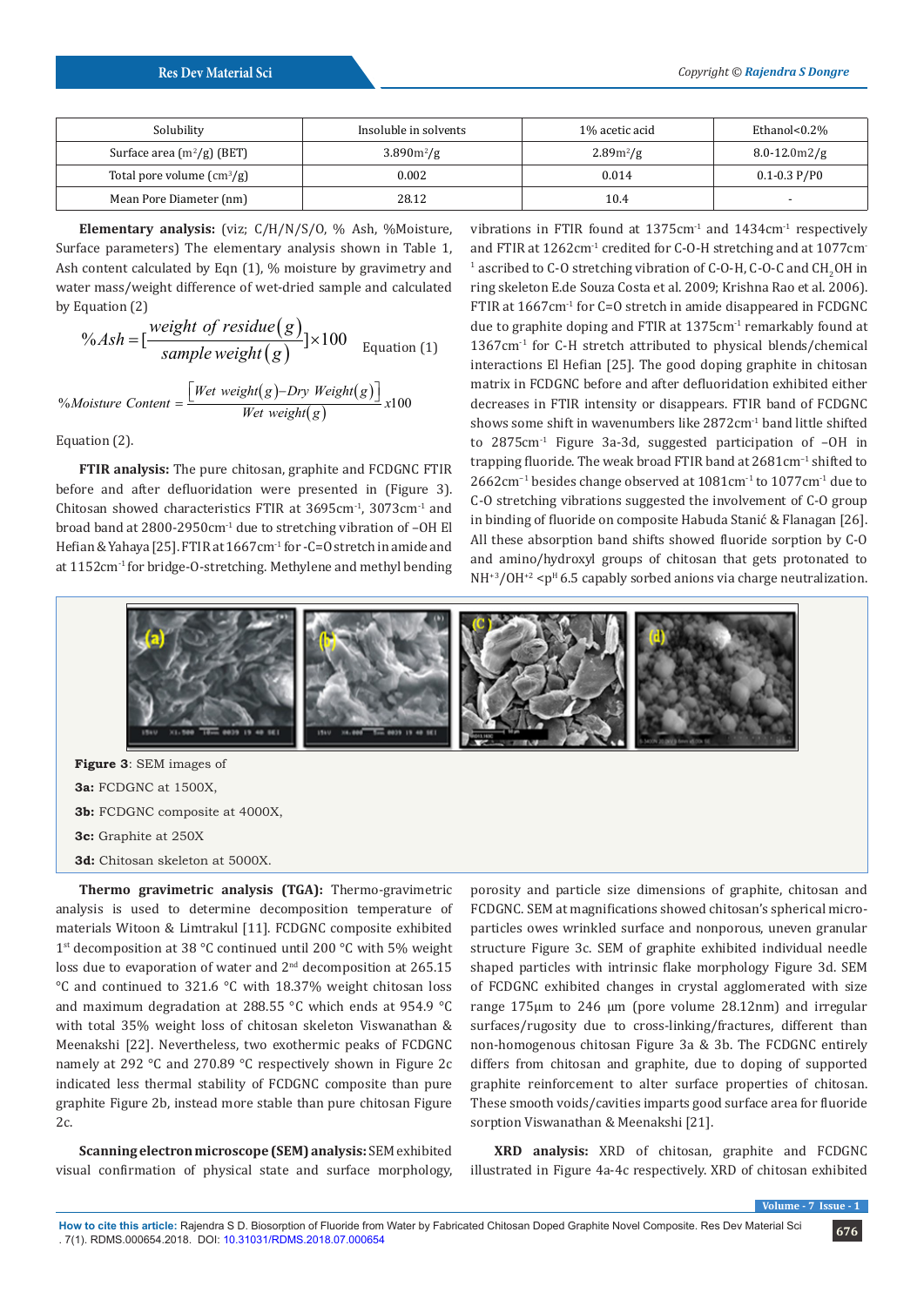| Solubility | Insoluble in solvents | 1% acetic acid | Ethanol<0.2% |
|---|---|---|---|
| Surface area ($m^2$/g) (BET) | 3.890$m^2$/g | 2.89$m^2$/g | 8.0-12.0m2/g |
| Total pore volume ($cm^3$/g) | 0.002 | 0.014 | 0.1-0.3 P/P0 |
| Mean Pore Diameter (nm) | 28.12 | 10.4 | - |

**Elementary analysis:** (viz; C/H/N/S/O, % Ash, %Moisture, Surface parameters) The elementary analysis shown in Table 1, Ash content calculated by Eqn (1), % moisture by gravimetry and water mass/weight difference of wet-dried sample and calculated by Equation (2)

$$\%Ash = [\frac{weight\ of\ residue(g)}{sample\ weight(g)}] \times 100 \quad \text{Equation (1)}$$

$$\%Moisture\ Content = \frac{[Wet\ weight(g) - Dry\ Weight(g)]}{Wet\ weight(g)} x100$$

Equation (2).

**FTIR analysis:** The pure chitosan, graphite and FCDGNC FTIR before and after defluoridation were presented in (Figure 3). Chitosan showed characteristics FTIR at 3695cm$^{-1}$, 3073cm$^{-1}$ and broad band at 2800-2950cm$^{-1}$ due to stretching vibration of –OH El Hefian & Yahaya [25]. FTIR at 1667cm$^{-1}$ for -C=O stretch in amide and at 1152cm$^{-1}$ for bridge-O-stretching. Methylene and methyl bending vibrations in FTIR found at 1375cm$^{-1}$ and 1434cm$^{-1}$ respectively and FTIR at 1262cm$^{-1}$ credited for C-O-H stretching and at 1077cm$^{-1}$ ascribed to C-O stretching vibration of C-O-H, C-O-C and $CH_2OH$ in ring skeleton E.de Souza Costa et al. 2009; Krishna Rao et al. 2006). FTIR at 1667cm$^{-1}$ for C=O stretch in amide disappeared in FCDGNC due to graphite doping and FTIR at 1375cm$^{-1}$ remarkably found at 1367cm$^{-1}$ for C-H stretch attributed to physical blends/chemical interactions El Hefian [25]. The good doping graphite in chitosan matrix in FCDGNC before and after defluoridation exhibited either decreases in FTIR intensity or disappears. FTIR band of FCDGNC shows some shift in wavenumbers like 2872cm$^{-1}$ band little shifted to 2875cm$^{-1}$ Figure 3a-3d, suggested participation of –OH in trapping fluoride. The weak broad FTIR band at 2681cm$^{-1}$ shifted to 2662cm$^{-1}$ besides change observed at 1081cm$^{-1}$ to 1077cm$^{-1}$ due to C-O stretching vibrations suggested the involvement of C-O group in binding of fluoride on composite Habuda Stanić & Flanagan [26]. All these absorption band shifts showed fluoride sorption by C-O and amino/hydroxyl groups of chitosan that gets protonated to $NH^{+3}/OH^{+2}$ <$p^H$ 6.5 capably sorbed anions via charge neutralization.

**Figure 3**: SEM images of

**3a:** FCDGNC at 1500X,

**3b:** FCDGNC composite at 4000X,

**3c:** Graphite at 250X

**3d:** Chitosan skeleton at 5000X.

**Thermo gravimetric analysis (TGA):** Thermo-gravimetric analysis is used to determine decomposition temperature of materials Witoon & Limtrakul [11]. FCDGNC composite exhibited 1st decomposition at 38 °C continued until 200 °C with 5% weight loss due to evaporation of water and 2nd decomposition at 265.15 °C and continued to 321.6 °C with 18.37% weight chitosan loss and maximum degradation at 288.55 °C which ends at 954.9 °C with total 35% weight loss of chitosan skeleton Viswanathan & Meenakshi [22]. Nevertheless, two exothermic peaks of FCDGNC namely at 292 °C and 270.89 °C respectively shown in Figure 2c indicated less thermal stability of FCDGNC composite than pure graphite Figure 2b, instead more stable than pure chitosan Figure 2c.

**Scanning electron microscope (SEM) analysis:** SEM exhibited visual confirmation of physical state and surface morphology, porosity and particle size dimensions of graphite, chitosan and FCDGNC. SEM at magnifications showed chitosan's spherical micro-particles owes wrinkled surface and nonporous, uneven granular structure Figure 3c. SEM of graphite exhibited individual needle shaped particles with intrinsic flake morphology Figure 3d. SEM of FCDGNC exhibited changes in crystal agglomerated with size range 175μm to 246 μm (pore volume 28.12nm) and irregular surfaces/rugosity due to cross-linking/fractures, different than non-homogenous chitosan Figure 3a & 3b. The FCDGNC entirely differs from chitosan and graphite, due to doping of supported graphite reinforcement to alter surface properties of chitosan. These smooth voids/cavities imparts good surface area for fluoride sorption Viswanathan & Meenakshi [21].

**XRD analysis:** XRD of chitosan, graphite and FCDGNC illustrated in Figure 4a-4c respectively. XRD of chitosan exhibited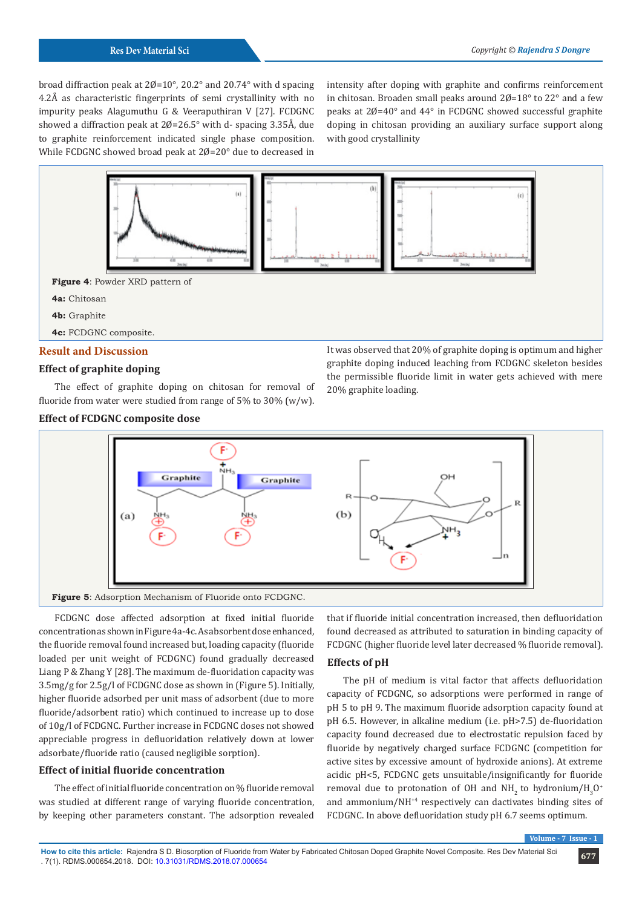broad diffraction peak at 2Ø=10°, 20.2° and 20.74° with d spacing 4.2Å as characteristic fingerprints of semi crystallinity with no impurity peaks Alagumuthu G & Veeraputhiran V [27]. FCDGNC showed a diffraction peak at 2Ø=26.5° with d- spacing 3.35Å, due to graphite reinforcement indicated single phase composition. While FCDGNC showed broad peak at 2Ø=20° due to decreased in intensity after doping with graphite and confirms reinforcement in chitosan. Broaden small peaks around 2Ø=18° to 22° and a few peaks at 2Ø=40° and 44° in FCDGNC showed successful graphite doping in chitosan providing an auxiliary surface support along with good crystallinity

**Figure 4**: Powder XRD pattern of

**4a:** Chitosan

**4b:** Graphite

**4c:** FCDGNC composite.

## Result and Discussion

### Effect of graphite doping

The effect of graphite doping on chitosan for removal of fluoride from water were studied from range of 5% to 30% (w/w). It was observed that 20% of graphite doping is optimum and higher graphite doping induced leaching from FCDGNC skeleton besides the permissible fluoride limit in water gets achieved with mere 20% graphite loading.

### Effect of FCDGNC composite dose

**Figure 5**: Adsorption Mechanism of Fluoride onto FCDGNC.

FCDGNC dose affected adsorption at fixed initial fluoride concentration as shown in Figure 4a-4c. As absorbent dose enhanced, the fluoride removal found increased but, loading capacity (fluoride loaded per unit weight of FCDGNC) found gradually decreased Liang P & Zhang Y [28]. The maximum de-fluoridation capacity was 3.5mg/g for 2.5g/l of FCDGNC dose as shown in (Figure 5). Initially, higher fluoride adsorbed per unit mass of adsorbent (due to more fluoride/adsorbent ratio) which continued to increase up to dose of 10g/l of FCDGNC. Further increase in FCDGNC doses not showed appreciable progress in defluoridation relatively down at lower adsorbate/fluoride ratio (caused negligible sorption).

### Effect of initial fluoride concentration

The effect of initial fluoride concentration on % fluoride removal was studied at different range of varying fluoride concentration, by keeping other parameters constant. The adsorption revealed that if fluoride initial concentration increased, then defluoridation found decreased as attributed to saturation in binding capacity of FCDGNC (higher fluoride level later decreased % fluoride removal).

### Effects of pH

The pH of medium is vital factor that affects defluoridation capacity of FCDGNC, so adsorptions were performed in range of pH 5 to pH 9. The maximum fluoride adsorption capacity found at pH 6.5. However, in alkaline medium (i.e. pH>7.5) de-fluoridation capacity found decreased due to electrostatic repulsion faced by fluoride by negatively charged surface FCDGNC (competition for active sites by excessive amount of hydroxide anions). At extreme acidic pH<5, FCDGNC gets unsuitable/insignificantly for fluoride removal due to protonation of OH and $NH_2$ to hydronium/$H_3O^+$ and ammonium/$NH^{+4}$ respectively can dactivates binding sites of FCDGNC. In above defluoridation study pH 6.7 seems optimum.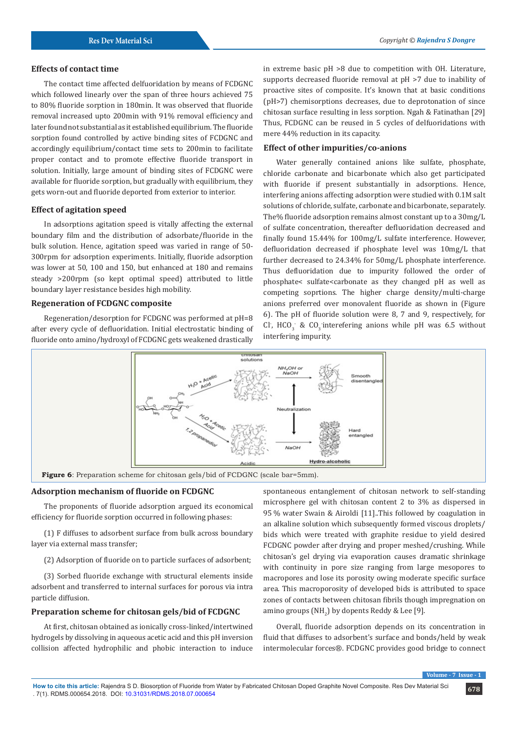### Effects of contact time

The contact time affected defluoridation by means of FCDGNC which followed linearly over the span of three hours achieved 75 to 80% fluoride sorption in 180min. It was observed that fluoride removal increased upto 200min with 91% removal efficiency and later found not substantial as it established equilibrium. The fluoride sorption found controlled by active binding sites of FCDGNC and accordingly equilibrium/contact time sets to 200min to facilitate proper contact and to promote effective fluoride transport in solution. Initially, large amount of binding sites of FCDGNC were available for fluoride sorption, but gradually with equilibrium, they gets worn-out and fluoride deported from exterior to interior.

### Effect of agitation speed

In adsorptions agitation speed is vitally affecting the external boundary film and the distribution of adsorbate/fluoride in the bulk solution. Hence, agitation speed was varied in range of 50-300rpm for adsorption experiments. Initially, fluoride adsorption was lower at 50, 100 and 150, but enhanced at 180 and remains steady >200rpm (so kept optimal speed) attributed to little boundary layer resistance besides high mobility.

### Regeneration of FCDGNC composite

Regeneration/desorption for FCDGNC was performed at pH=8 after every cycle of defluoridation. Initial electrostatic binding of fluoride onto amino/hydroxyl of FCDGNC gets weakened drastically in extreme basic pH >8 due to competition with OH. Literature, supports decreased fluoride removal at pH >7 due to inability of proactive sites of composite. It's known that at basic conditions (pH>7) chemisorptions decreases, due to deprotonation of since chitosan surface resulting in less sorption. Ngah & Fatinathan [29] Thus, FCDGNC can be reused in 5 cycles of delfuoridations with mere 44% reduction in its capacity.

### Effect of other impurities/co-anions

Water generally contained anions like sulfate, phosphate, chloride carbonate and bicarbonate which also get participated with fluoride if present substantially in adsorptions. Hence, interfering anions affecting adsorption were studied with 0.1M salt solutions of chloride, sulfate, carbonate and bicarbonate, separately. The% fluoride adsorption remains almost constant up to a 30mg/L of sulfate concentration, thereafter defluoridation decreased and finally found 15.44% for 100mg/L sulfate interference. However, defluoridation decreased if phosphate level was 10mg/L that further decreased to 24.34% for 50mg/L phosphate interference. Thus defluoridation due to impurity followed the order of phosphate< sulfate<carbonate as they changed pH as well as competing soprtions. The higher charge density/multi-charge anions preferred over monovalent fluoride as shown in (Figure 6). The pH of fluoride solution were 8, 7 and 9, respectively, for $Cl^-$, $HCO_3^-$ & $CO_3$ interefering anions while pH was 6.5 without interfering impurity.

**Figure 6**: Preparation scheme for chitosan gels/bid of FCDGNC (scale bar=5mm).

### Adsorption mechanism of fluoride on FCDGNC

The proponents of fluoride adsorption argued its economical efficiency for fluoride sorption occurred in following phases:

(1) F diffuses to adsorbent surface from bulk across boundary layer via external mass transfer;

(2) Adsorption of fluoride on to particle surfaces of adsorbent;

(3) Sorbed fluoride exchange with structural elements inside adsorbent and transferred to internal surfaces for porous via intra particle diffusion.

### Preparation scheme for chitosan gels/bid of FCDGNC

At first, chitosan obtained as ionically cross-linked/intertwined hydrogels by dissolving in aqueous acetic acid and this pH inversion collision affected hydrophilic and phobic interaction to induce spontaneous entanglement of chitosan network to self-standing microsphere gel with chitosan content 2 to 3% as dispersed in 95 % water Swain & Airoldi [11]..This followed by coagulation in an alkaline solution which subsequently formed viscous droplets/bids which were treated with graphite residue to yield desired FCDGNC powder after drying and proper meshed/crushing. While chitosan's gel drying via evaporation causes dramatic shrinkage with continuity in pore size ranging from large mesopores to macropores and lose its porosity owing moderate specific surface area. This macroporosity of developed bids is attributed to space zones of contacts between chitosan fibrils though impregnation on amino groups ($NH_2$) by dopents Reddy & Lee [9].

Overall, fluoride adsorption depends on its concentration in fluid that diffuses to adsorbent's surface and bonds/held by weak intermolecular forces®. FCDGNC provides good bridge to connect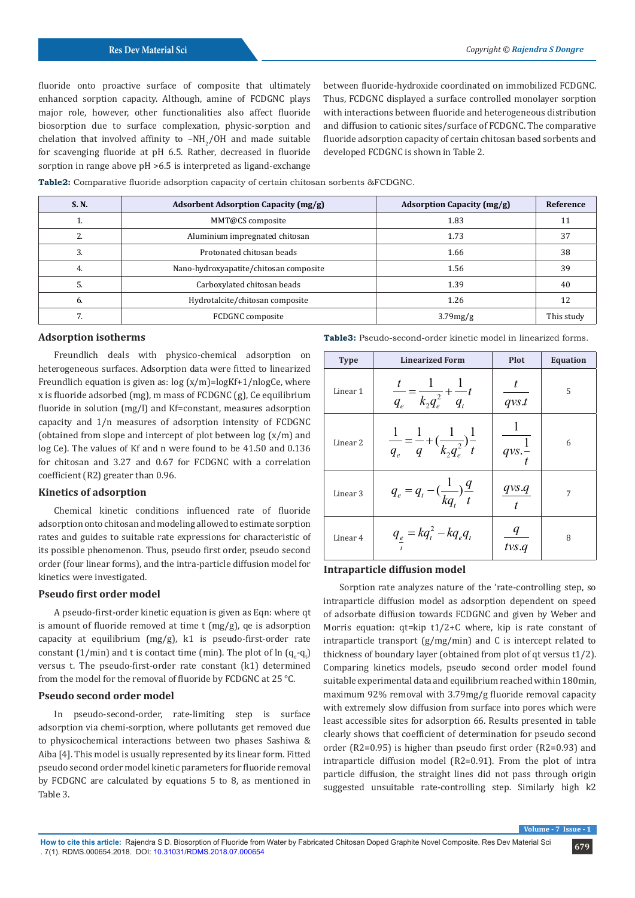fluoride onto proactive surface of composite that ultimately enhanced sorption capacity. Although, amine of FCDGNC plays major role, however, other functionalities also affect fluoride biosorption due to surface complexation, physic-sorption and chelation that involved affinity to $-NH_2$/OH and made suitable for scavenging fluoride at pH 6.5. Rather, decreased in fluoride sorption in range above pH >6.5 is interpreted as ligand-exchange between fluoride-hydroxide coordinated on immobilized FCDGNC. Thus, FCDGNC displayed a surface controlled monolayer sorption with interactions between fluoride and heterogeneous distribution and diffusion to cationic sites/surface of FCDGNC. The comparative fluoride adsorption capacity of certain chitosan based sorbents and developed FCDGNC is shown in Table 2.

**Table2:** Comparative fluoride adsorption capacity of certain chitosan sorbents &FCDGNC.

| S. N. | Adsorbent Adsorption Capacity (mg/g) | Adsorption Capacity (mg/g) | Reference |
|---|---|---|---|
| 1. | MMT@CS composite | 1.83 | 11 |
| 2. | Aluminium impregnated chitosan | 1.73 | 37 |
| 3. | Protonated chitosan beads | 1.66 | 38 |
| 4. | Nano-hydroxyapatite/chitosan composite | 1.56 | 39 |
| 5. | Carboxylated chitosan beads | 1.39 | 40 |
| 6. | Hydrotalcite/chitosan composite | 1.26 | 12 |
| 7. | FCDGNC composite | 3.79mg/g | This study |

## Adsorption isotherms

Freundlich deals with physico-chemical adsorption on heterogeneous surfaces. Adsorption data were fitted to linearized Freundlich equation is given as: log (x/m)=logKf+1/nlogCe, where x is fluoride adsorbed (mg), m mass of FCDGNC (g), Ce equilibrium fluoride in solution (mg/l) and Kf=constant, measures adsorption capacity and 1/n measures of adsorption intensity of FCDGNC (obtained from slope and intercept of plot between log (x/m) and log Ce). The values of Kf and n were found to be 41.50 and 0.136 for chitosan and 3.27 and 0.67 for FCDGNC with a correlation coefficient (R2) greater than 0.96.

## Kinetics of adsorption

Chemical kinetic conditions influenced rate of fluoride adsorption onto chitosan and modeling allowed to estimate sorption rates and guides to suitable rate expressions for characteristic of its possible phenomenon. Thus, pseudo first order, pseudo second order (four linear forms), and the intra-particle diffusion model for kinetics were investigated.

## Pseudo first order model

A pseudo-first-order kinetic equation is given as Eqn: where qt is amount of fluoride removed at time t (mg/g), qe is adsorption capacity at equilibrium (mg/g), k1 is pseudo-first-order rate constant (1/min) and t is contact time (min). The plot of ln $(q_e$-$q_t)$ versus t. The pseudo-first-order rate constant (k1) determined from the model for the removal of fluoride by FCDGNC at 25 °C.

## Pseudo second order model

In pseudo-second-order, rate-limiting step is surface adsorption via chemi-sorption, where pollutants get removed due to physicochemical interactions between two phases Sashiwa & Aiba [4]. This model is usually represented by its linear form. Fitted pseudo second order model kinetic parameters for fluoride removal by FCDGNC are calculated by equations 5 to 8, as mentioned in Table 3.

**Table3:** Pseudo-second-order kinetic model in linearized forms.

| Type | Linearized Form | Plot | Equation |
|---|---|---|---|
| Linear 1 | $\frac{t}{q_e} = \frac{1}{k_2 q_e^2} + \frac{1}{q_t} t$ | $\frac{t}{q vs.t}$ | 5 |
| Linear 2 | $\frac{1}{q_e} = \frac{1}{q} + (\frac{1}{k_2 q_e^2})\frac{1}{t}$ | $\frac{1}{q vs. \frac{1}{t}}$ | 6 |
| Linear 3 | $q_e = q_t - (\frac{1}{kq_t})\frac{q}{t}$ | $\frac{q vs.q}{t}$ | 7 |
| Linear 4 | $\frac{q_e}{t} = kq_t^2 - kq_e q_t$ | $\frac{q}{tvs.q}$ | 8 |

## Intraparticle diffusion model

Sorption rate analyzes nature of the 'rate-controlling step, so intraparticle diffusion model as adsorption dependent on speed of adsorbate diffusion towards FCDGNC and given by Weber and Morris equation: qt=kip t1/2+C where, kip is rate constant of intraparticle transport (g/mg/min) and C is intercept related to thickness of boundary layer (obtained from plot of qt versus t1/2). Comparing kinetics models, pseudo second order model found suitable experimental data and equilibrium reached within 180min, maximum 92% removal with 3.79mg/g fluoride removal capacity with extremely slow diffusion from surface into pores which were least accessible sites for adsorption 66. Results presented in table clearly shows that coefficient of determination for pseudo second order (R2=0.95) is higher than pseudo first order (R2=0.93) and intraparticle diffusion model (R2=0.91). From the plot of intra particle diffusion, the straight lines did not pass through origin suggested unsuitable rate-controlling step. Similarly high k2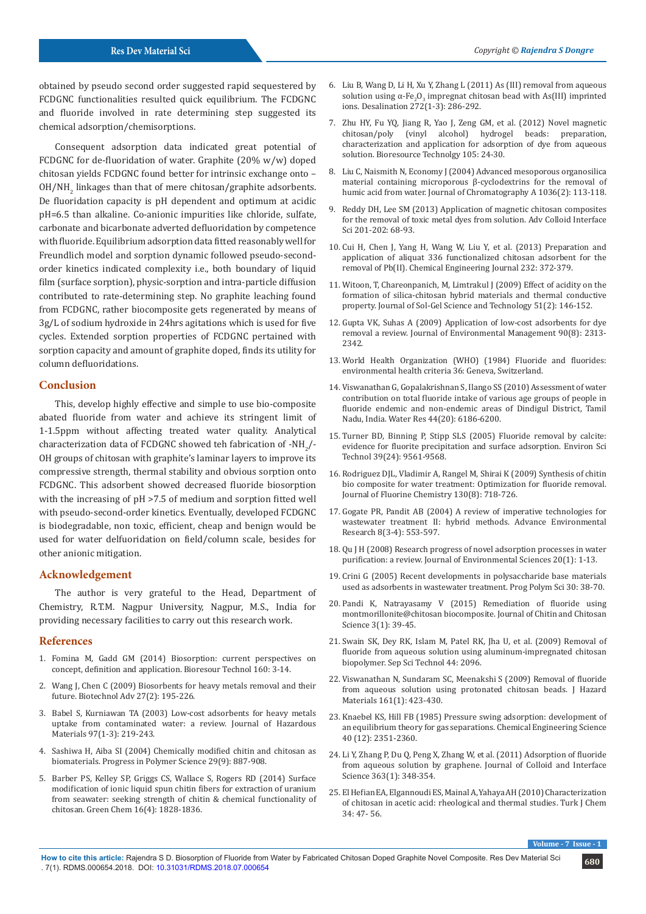obtained by pseudo second order suggested rapid sequestered by FCDGNC functionalities resulted quick equilibrium. The FCDGNC and fluoride involved in rate determining step suggested its chemical adsorption/chemisorptions.

Consequent adsorption data indicated great potential of FCDGNC for de-fluoridation of water. Graphite (20% w/w) doped chitosan yields FCDGNC found better for intrinsic exchange onto –OH/$NH_2$ linkages than that of mere chitosan/graphite adsorbents. De fluoridation capacity is pH dependent and optimum at acidic pH=6.5 than alkaline. Co-anionic impurities like chloride, sulfate, carbonate and bicarbonate adverted defluoridation by competence with fluoride. Equilibrium adsorption data fitted reasonably well for Freundlich model and sorption dynamic followed pseudo-second-order kinetics indicated complexity i.e., both boundary of liquid film (surface sorption), physic-sorption and intra-particle diffusion contributed to rate-determining step. No graphite leaching found from FCDGNC, rather biocomposite gets regenerated by means of 3g/L of sodium hydroxide in 24hrs agitations which is used for five cycles. Extended sorption properties of FCDGNC pertained with sorption capacity and amount of graphite doped, finds its utility for column defluoridations.

## Conclusion

This, develop highly effective and simple to use bio-composite abated fluoride from water and achieve its stringent limit of 1-1.5ppm without affecting treated water quality. Analytical characterization data of FCDGNC showed teh fabrication of -$NH_2$/-OH groups of chitosan with graphite's laminar layers to improve its compressive strength, thermal stability and obvious sorption onto FCDGNC. This adsorbent showed decreased fluoride biosorption with the increasing of pH >7.5 of medium and sorption fitted well with pseudo-second-order kinetics. Eventually, developed FCDGNC is biodegradable, non toxic, efficient, cheap and benign would be used for water delfuoridation on field/column scale, besides for other anionic mitigation.

## Acknowledgement

The author is very grateful to the Head, Department of Chemistry, R.T.M. Nagpur University, Nagpur, M.S., India for providing necessary facilities to carry out this research work.

## References

1. Fomina M, Gadd GM (2014) Biosorption: current perspectives on concept, definition and application. Bioresour Technol 160: 3-14.
2. Wang J, Chen C (2009) Biosorbents for heavy metals removal and their future. Biotechnol Adv 27(2): 195-226.
3. Babel S, Kurniawan TA (2003) Low-cost adsorbents for heavy metals uptake from contaminated water: a review. Journal of Hazardous Materials 97(1-3): 219-243.
4. Sashiwa H, Aiba SI (2004) Chemically modified chitin and chitosan as biomaterials. Progress in Polymer Science 29(9): 887-908.
5. Barber PS, Kelley SP, Griggs CS, Wallace S, Rogers RD (2014) Surface modification of ionic liquid spun chitin fibers for extraction of uranium from seawater: seeking strength of chitin & chemical functionality of chitosan. Green Chem 16(4): 1828-1836.
6. Liu B, Wang D, Li H, Xu Y, Zhang L (2011) As (III) removal from aqueous solution using α-$Fe_2O_3$ impregnat chitosan bead with As(III) imprinted ions. Desalination 272(1-3): 286-292.
7. Zhu HY, Fu YQ, Jiang R, Yao J, Zeng GM, et al. (2012) Novel magnetic chitosan/poly (vinyl alcohol) hydrogel beads: preparation, characterization and application for adsorption of dye from aqueous solution. Bioresource Technology 105: 24-30.
8. Liu C, Naismith N, Economy J (2004) Advanced mesoporous organosilica material containing microporous β-cyclodextrins for the removal of humic acid from water. Journal of Chromatography A 1036(2): 113-118.
9. Reddy DH, Lee SM (2013) Application of magnetic chitosan composites for the removal of toxic metal dyes from solution. Adv Colloid Interface Sci 201-202: 68-93.
10. Cui H, Chen J, Yang H, Wang W, Liu Y, et al. (2013) Preparation and application of aliquat 336 functionalized chitosan adsorbent for the removal of Pb(II). Chemical Engineering Journal 232: 372-379.
11. Witoon, T, Chareonpanich, M, Limtrakul J (2009) Effect of acidity on the formation of silica-chitosan hybrid materials and thermal conductive property. Journal of Sol-Gel Science and Technology 51(2): 146-152.
12. Gupta VK, Suhas A (2009) Application of low-cost adsorbents for dye removal a review. Journal of Environmental Management 90(8): 2313-2342.
13. World Health Organization (WHO) (1984) Fluoride and fluorides: environmental health criteria 36: Geneva, Switzerland.
14. Viswanathan G, Gopalakrishnan S, Ilango SS (2010) Assessment of water contribution on total fluoride intake of various age groups of people in fluoride endemic and non-endemic areas of Dindigul District, Tamil Nadu, India. Water Res 44(20): 6186-6200.
15. Turner BD, Binning P, Stipp SLS (2005) Fluoride removal by calcite: evidence for fluorite precipitation and surface adsorption. Environ Sci Technol 39(24): 9561-9568.
16. Rodriguez DJL, Vladimir A, Rangel M, Shirai K (2009) Synthesis of chitin bio composite for water treatment: Optimization for fluoride removal. Journal of Fluorine Chemistry 130(8): 718-726.
17. Gogate PR, Pandit AB (2004) A review of imperative technologies for wastewater treatment II: hybrid methods. Advance Environmental Research 8(3-4): 553-597.
18. Qu J H (2008) Research progress of novel adsorption processes in water purification: a review. Journal of Environmental Sciences 20(1): 1-13.
19. Crini G (2005) Recent developments in polysaccharide base materials used as adsorbents in wastewater treatment. Prog Polym Sci 30: 38-70.
20. Pandi K, Natrayasamy V (2015) Remediation of fluoride using montmorillonite@chitosan biocomposite. Journal of Chitin and Chitosan Science 3(1): 39-45.
21. Swain SK, Dey RK, Islam M, Patel RK, Jha U, et al. (2009) Removal of fluoride from aqueous solution using aluminum-impregnated chitosan biopolymer. Sep Sci Technol 44: 2096.
22. Viswanathan N, Sundaram SC, Meenakshi S (2009) Removal of fluoride from aqueous solution using protonated chitosan beads. J Hazard Materials 161(1): 423-430.
23. Knaebel KS, Hill FB (1985) Pressure swing adsorption: development of an equilibrium theory for gas separations. Chemical Engineering Science 40 (12): 2351-2360.
24. Li Y, Zhang P, Du Q, Peng X, Zhang W, et al. (2011) Adsorption of fluoride from aqueous solution by graphene. Journal of Colloid and Interface Science 363(1): 348-354.
25. El Hefian EA, Elgannoudi ES, Mainal A, Yahaya AH (2010) Characterization of chitosan in acetic acid: rheological and thermal studies. Turk J Chem 34: 47- 56.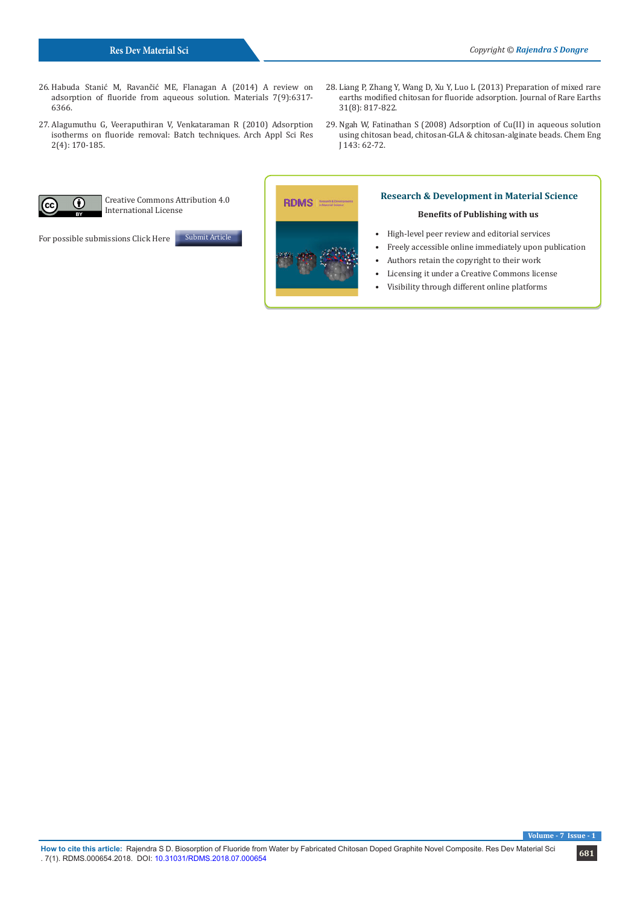26. Habuda Stanić M, Ravančić ME, Flanagan A (2014) A review on adsorption of fluoride from aqueous solution. Materials 7(9):6317-6366.
27. Alagumuthu G, Veeraputhiran V, Venkataraman R (2010) Adsorption isotherms on fluoride removal: Batch techniques. Arch Appl Sci Res 2(4): 170-185.
28. Liang P, Zhang Y, Wang D, Xu Y, Luo L (2013) Preparation of mixed rare earths modified chitosan for fluoride adsorption. Journal of Rare Earths 31(8): 817-822.
29. Ngah W, Fatinathan S (2008) Adsorption of Cu(II) in aqueous solution using chitosan bead, chitosan-GLA & chitosan-alginate beads. Chem Eng J 143: 62-72.

Creative Commons Attribution 4.0 International License

For possible submissions Click Here Submit Article

**Research & Development in Material Science**

**Benefits of Publishing with us**

- High-level peer review and editorial services
- Freely accessible online immediately upon publication
- Authors retain the copyright to their work
- Licensing it under a Creative Commons license
- Visibility through different online platforms

**How to cite this article:** Rajendra S D. Biosorption of Fluoride from Water by Fabricated Chitosan Doped Graphite Novel Composite. Res Dev Material Sci . 7(1). RDMS.000654.2018. DOI: 10.31031/RDMS.2018.07.000654